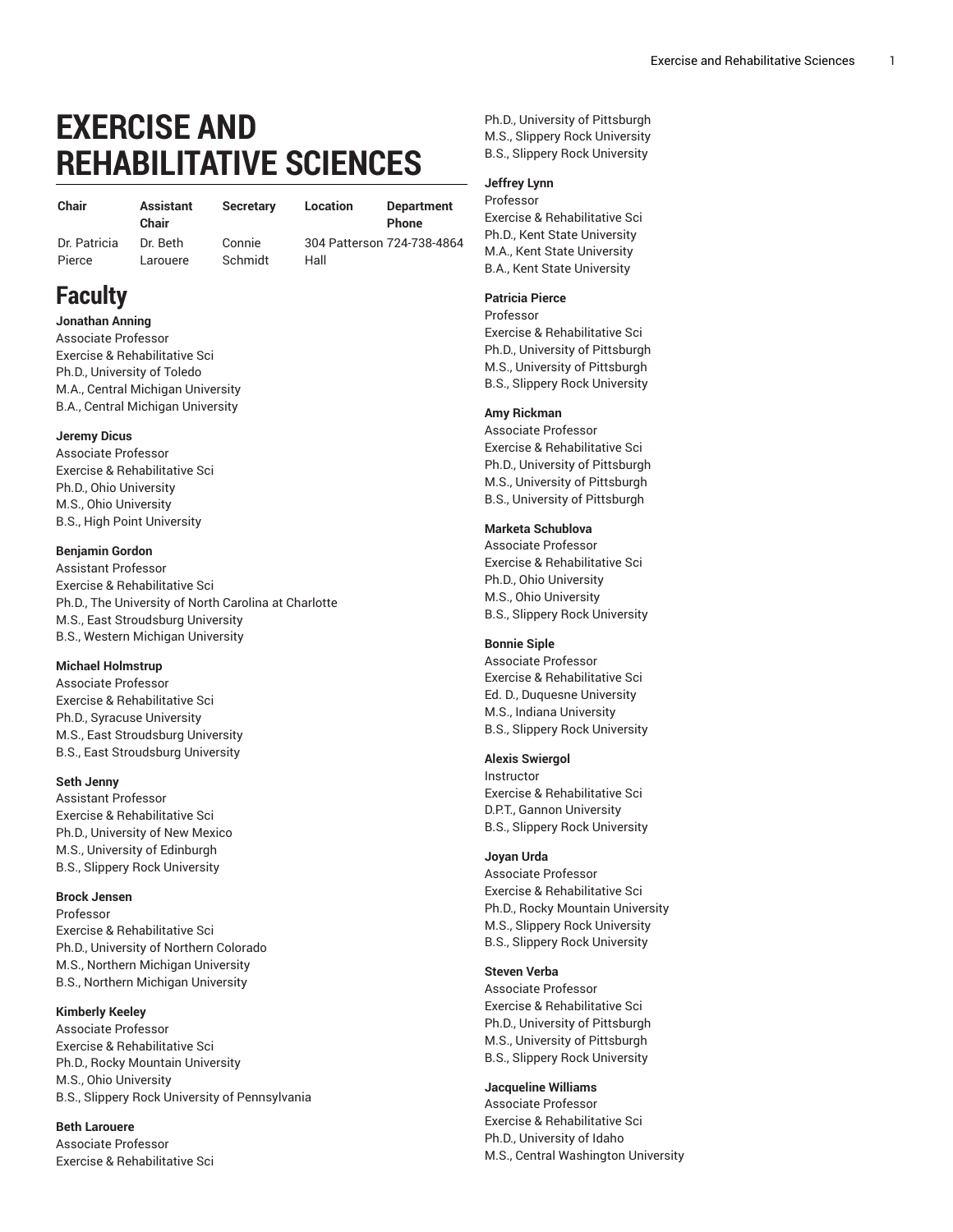# EXERCISE AND REHABILITATIVE SCIENCES

| Chair | Assistant Chair | Secretary | Location | Department Phone |
|---|---|---|---|---|
| Dr. Patricia Pierce | Dr. Beth Larouere | Connie Schmidt | 304 Patterson Hall | 724-738-4864 |

## Faculty

**Jonathan Anning**
Associate Professor
Exercise & Rehabilitative Sci
Ph.D., University of Toledo
M.A., Central Michigan University
B.A., Central Michigan University

**Jeremy Dicus**
Associate Professor
Exercise & Rehabilitative Sci
Ph.D., Ohio University
M.S., Ohio University
B.S., High Point University

**Benjamin Gordon**
Assistant Professor
Exercise & Rehabilitative Sci
Ph.D., The University of North Carolina at Charlotte
M.S., East Stroudsburg University
B.S., Western Michigan University

**Michael Holmstrup**
Associate Professor
Exercise & Rehabilitative Sci
Ph.D., Syracuse University
M.S., East Stroudsburg University
B.S., East Stroudsburg University

**Seth Jenny**
Assistant Professor
Exercise & Rehabilitative Sci
Ph.D., University of New Mexico
M.S., University of Edinburgh
B.S., Slippery Rock University

**Brock Jensen**
Professor
Exercise & Rehabilitative Sci
Ph.D., University of Northern Colorado
M.S., Northern Michigan University
B.S., Northern Michigan University

**Kimberly Keeley**
Associate Professor
Exercise & Rehabilitative Sci
Ph.D., Rocky Mountain University
M.S., Ohio University
B.S., Slippery Rock University of Pennsylvania

**Beth Larouere**
Associate Professor
Exercise & Rehabilitative Sci
Ph.D., University of Pittsburgh
M.S., Slippery Rock University
B.S., Slippery Rock University

**Jeffrey Lynn**
Professor
Exercise & Rehabilitative Sci
Ph.D., Kent State University
M.A., Kent State University
B.A., Kent State University

**Patricia Pierce**
Professor
Exercise & Rehabilitative Sci
Ph.D., University of Pittsburgh
M.S., University of Pittsburgh
B.S., Slippery Rock University

**Amy Rickman**
Associate Professor
Exercise & Rehabilitative Sci
Ph.D., University of Pittsburgh
M.S., University of Pittsburgh
B.S., University of Pittsburgh

**Marketa Schublova**
Associate Professor
Exercise & Rehabilitative Sci
Ph.D., Ohio University
M.S., Ohio University
B.S., Slippery Rock University

**Bonnie Siple**
Associate Professor
Exercise & Rehabilitative Sci
Ed. D., Duquesne University
M.S., Indiana University
B.S., Slippery Rock University

**Alexis Swiergol**
Instructor
Exercise & Rehabilitative Sci
D.P.T., Gannon University
B.S., Slippery Rock University

**Joyan Urda**
Associate Professor
Exercise & Rehabilitative Sci
Ph.D., Rocky Mountain University
M.S., Slippery Rock University
B.S., Slippery Rock University

**Steven Verba**
Associate Professor
Exercise & Rehabilitative Sci
Ph.D., University of Pittsburgh
M.S., University of Pittsburgh
B.S., Slippery Rock University

**Jacqueline Williams**
Associate Professor
Exercise & Rehabilitative Sci
Ph.D., University of Idaho
M.S., Central Washington University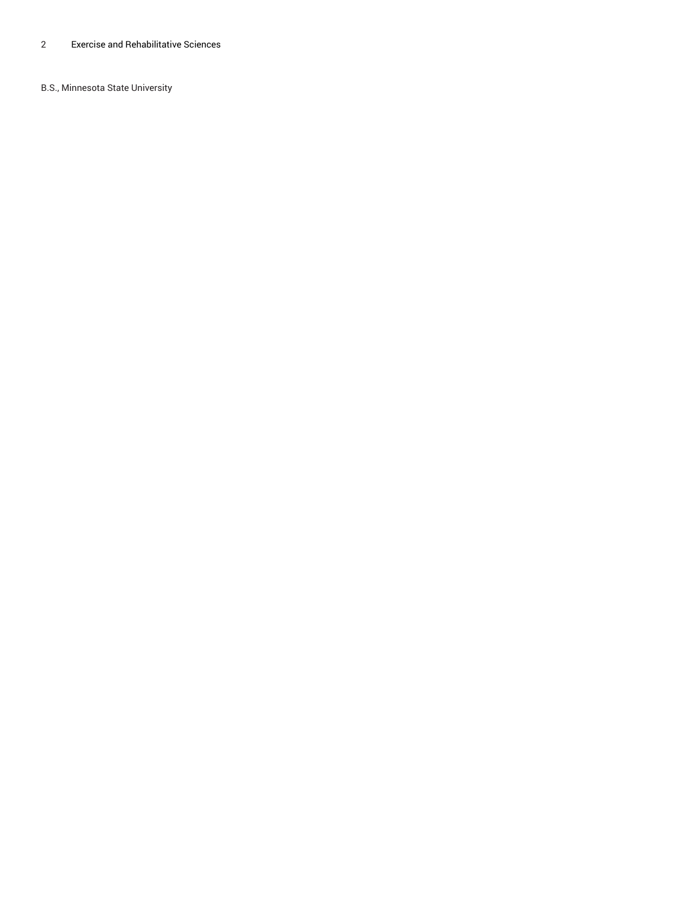B.S., Minnesota State University